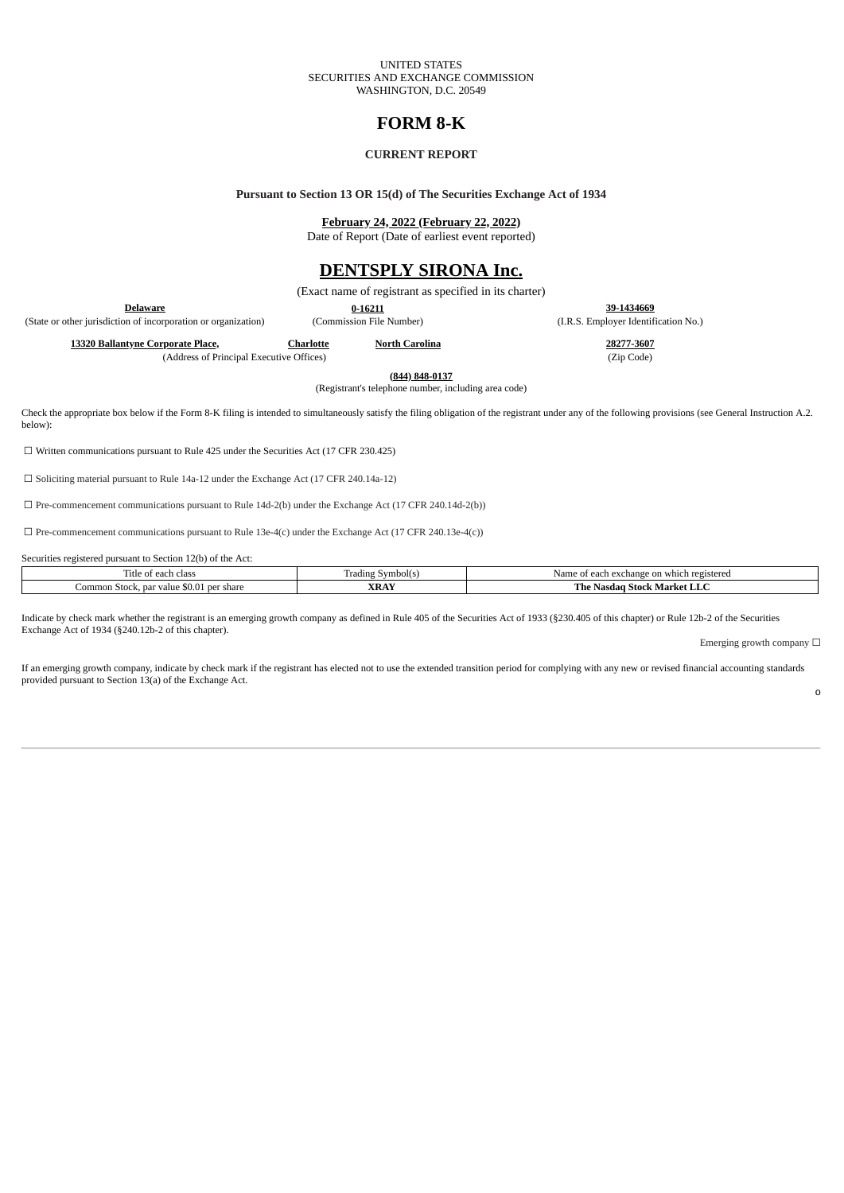UNITED STATES
SECURITIES AND EXCHANGE COMMISSION
WASHINGTON, D.C. 20549

# FORM 8-K

### CURRENT REPORT

**Pursuant to Section 13 OR 15(d) of The Securities Exchange Act of 1934**

**February 24, 2022 (February 22, 2022)**
Date of Report (Date of earliest event reported)

# DENTSPLY SIRONA Inc.

(Exact name of registrant as specified in its charter)

| **Delaware** | **0-16211** | **39-1434669** |
|---|---|---|
| (State or other jurisdiction of incorporation or organization) | (Commission File Number) | (I.R.S. Employer Identification No.) |

| **13320 Ballantyne Corporate Place,** | **Charlotte** | **North Carolina** | **28277-3607** |
|---|---|---|---|
| (Address of Principal Executive Offices) | | | (Zip Code) |

**(844) 848-0137**
(Registrant's telephone number, including area code)

Check the appropriate box below if the Form 8-K filing is intended to simultaneously satisfy the filing obligation of the registrant under any of the following provisions (see General Instruction A.2. below):

☐ Written communications pursuant to Rule 425 under the Securities Act (17 CFR 230.425)

☐ Soliciting material pursuant to Rule 14a-12 under the Exchange Act (17 CFR 240.14a-12)

☐ Pre-commencement communications pursuant to Rule 14d-2(b) under the Exchange Act (17 CFR 240.14d-2(b))

☐ Pre-commencement communications pursuant to Rule 13e-4(c) under the Exchange Act (17 CFR 240.13e-4(c))

Securities registered pursuant to Section 12(b) of the Act:

| Title of each class | Trading Symbol(s) | Name of each exchange on which registered |
|---|---|---|
| Common Stock, par value $0.01 per share | **XRAY** | **The Nasdaq Stock Market LLC** |

Indicate by check mark whether the registrant is an emerging growth company as defined in Rule 405 of the Securities Act of 1933 (§230.405 of this chapter) or Rule 12b-2 of the Securities Exchange Act of 1934 (§240.12b-2 of this chapter).

Emerging growth company ☐

If an emerging growth company, indicate by check mark if the registrant has elected not to use the extended transition period for complying with any new or revised financial accounting standards provided pursuant to Section 13(a) of the Exchange Act.

o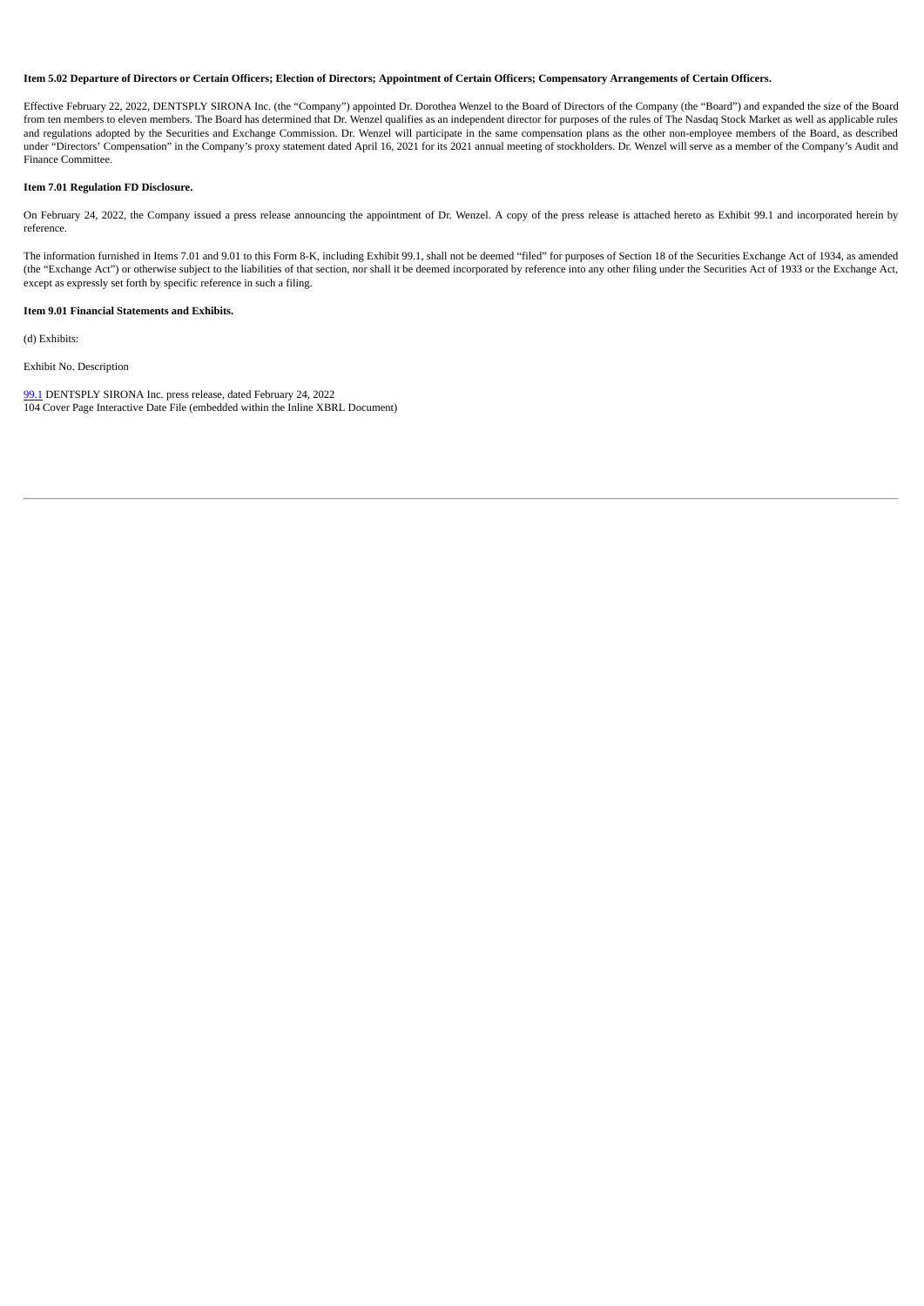**Item 5.02 Departure of Directors or Certain Officers; Election of Directors; Appointment of Certain Officers; Compensatory Arrangements of Certain Officers.**

Effective February 22, 2022, DENTSPLY SIRONA Inc. (the "Company") appointed Dr. Dorothea Wenzel to the Board of Directors of the Company (the "Board") and expanded the size of the Board from ten members to eleven members. The Board has determined that Dr. Wenzel qualifies as an independent director for purposes of the rules of The Nasdaq Stock Market as well as applicable rules and regulations adopted by the Securities and Exchange Commission. Dr. Wenzel will participate in the same compensation plans as the other non-employee members of the Board, as described under "Directors' Compensation" in the Company's proxy statement dated April 16, 2021 for its 2021 annual meeting of stockholders. Dr. Wenzel will serve as a member of the Company's Audit and Finance Committee.

**Item 7.01 Regulation FD Disclosure.**

On February 24, 2022, the Company issued a press release announcing the appointment of Dr. Wenzel. A copy of the press release is attached hereto as Exhibit 99.1 and incorporated herein by reference.

The information furnished in Items 7.01 and 9.01 to this Form 8-K, including Exhibit 99.1, shall not be deemed "filed" for purposes of Section 18 of the Securities Exchange Act of 1934, as amended (the "Exchange Act") or otherwise subject to the liabilities of that section, nor shall it be deemed incorporated by reference into any other filing under the Securities Act of 1933 or the Exchange Act, except as expressly set forth by specific reference in such a filing.

**Item 9.01 Financial Statements and Exhibits.**

(d) Exhibits:

Exhibit No. Description

99.1 DENTSPLY SIRONA Inc. press release, dated February 24, 2022
104 Cover Page Interactive Date File (embedded within the Inline XBRL Document)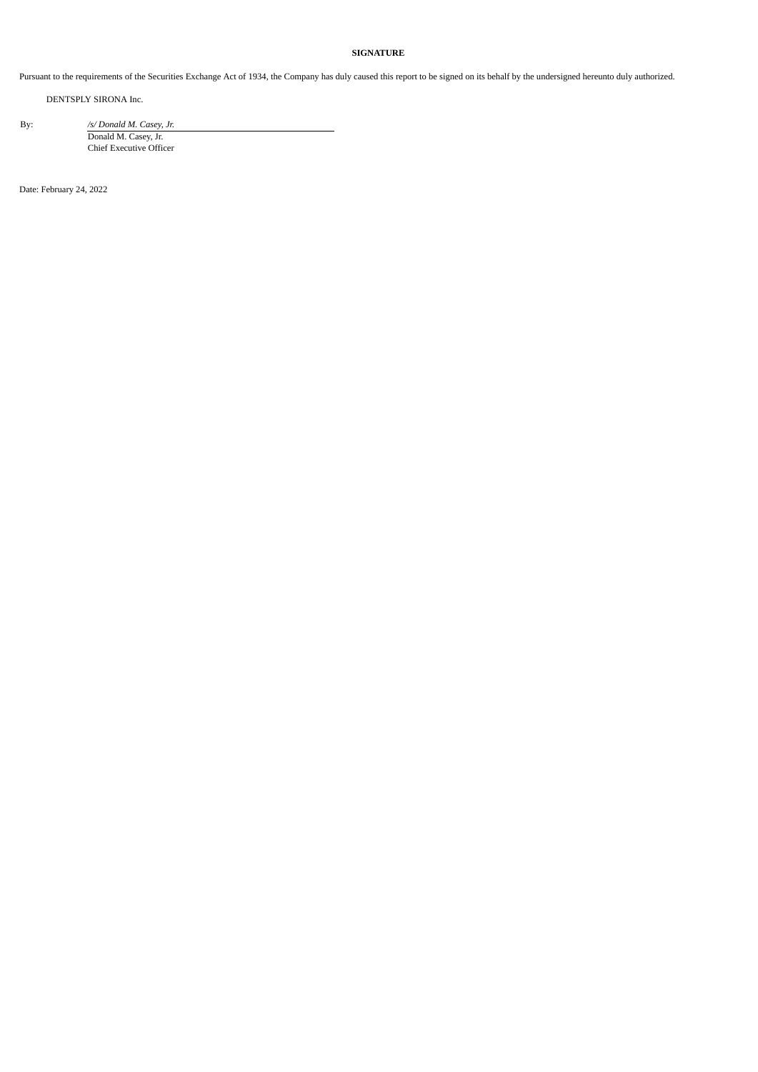**SIGNATURE**

Pursuant to the requirements of the Securities Exchange Act of 1934, the Company has duly caused this report to be signed on its behalf by the undersigned hereunto duly authorized.

DENTSPLY SIRONA Inc.

By: */s/ Donald M. Casey, Jr.*
Donald M. Casey, Jr.
Chief Executive Officer

Date: February 24, 2022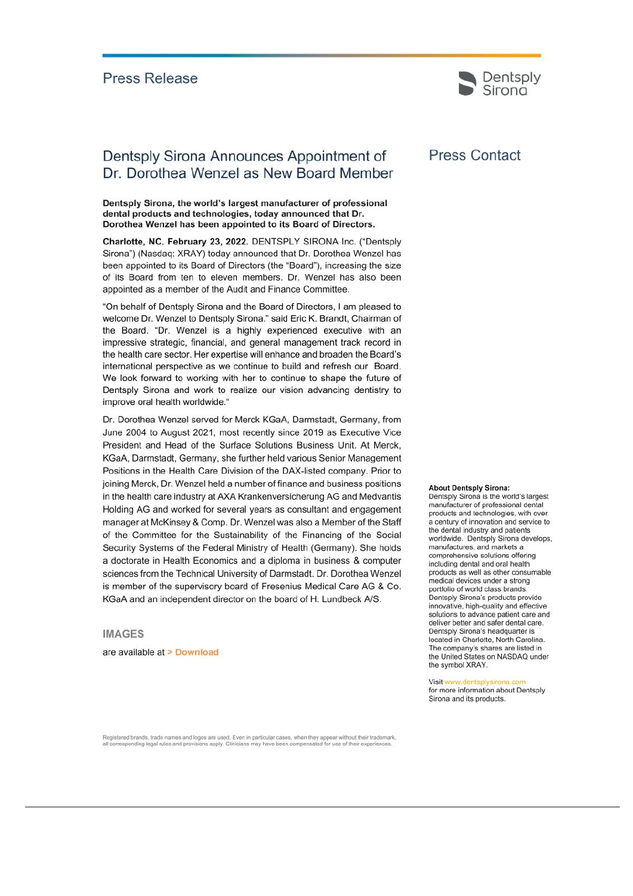# Press Release

## Dentsply Sirona Announces Appointment of Dr. Dorothea Wenzel as New Board Member

**Dentsply Sirona, the world's largest manufacturer of professional dental products and technologies, today announced that Dr. Dorothea Wenzel has been appointed to its Board of Directors.**

**Charlotte, NC. February 23, 2022.** DENTSPLY SIRONA Inc. ("Dentsply Sirona") (Nasdaq: XRAY) today announced that Dr. Dorothea Wenzel has been appointed to its Board of Directors (the "Board"), increasing the size of its Board from ten to eleven members. Dr. Wenzel has also been appointed as a member of the Audit and Finance Committee.

"On behalf of Dentsply Sirona and the Board of Directors, I am pleased to welcome Dr. Wenzel to Dentsply Sirona." said Eric K. Brandt, Chairman of the Board. "Dr. Wenzel is a highly experienced executive with an impressive strategic, financial, and general management track record in the health care sector. Her expertise will enhance and broaden the Board's international perspective as we continue to build and refresh our Board. We look forward to working with her to continue to shape the future of Dentsply Sirona and work to realize our vision advancing dentistry to improve oral health worldwide."

Dr. Dorothea Wenzel served for Merck KGaA, Darmstadt, Germany, from June 2004 to August 2021, most recently since 2019 as Executive Vice President and Head of the Surface Solutions Business Unit. At Merck, KGaA, Darmstadt, Germany, she further held various Senior Management Positions in the Health Care Division of the DAX-listed company. Prior to joining Merck, Dr. Wenzel held a number of finance and business positions in the health care industry at AXA Krankenversicherung AG and Medvantis Holding AG and worked for several years as consultant and engagement manager at McKinsey & Comp. Dr. Wenzel was also a Member of the Staff of the Committee for the Sustainability of the Financing of the Social Security Systems of the Federal Ministry of Health (Germany). She holds a doctorate in Health Economics and a diploma in business & computer sciences from the Technical University of Darmstadt. Dr. Dorothea Wenzel is member of the supervisory board of Fresenius Medical Care AG & Co. KGaA and an independent director on the board of H. Lundbeck A/S.

### IMAGES

are available at > Download

## Press Contact

**About Dentsply Sirona:**
Dentsply Sirona is the world's largest manufacturer of professional dental products and technologies, with over a century of innovation and service to the dental industry and patients worldwide. Dentsply Sirona develops, manufactures, and markets a comprehensive solutions offering including dental and oral health products as well as other consumable medical devices under a strong portfolio of world class brands. Dentsply Sirona's products provide innovative, high-quality and effective solutions to advance patient care and deliver better and safer dental care. Dentsply Sirona's headquarter is located in Charlotte, North Carolina. The company's shares are listed in the United States on NASDAQ under the symbol XRAY.

Visit www.dentsplysirona.com for more information about Dentsply Sirona and its products.

Registered brands, trade names and logos are used. Even in particular cases, when they appear without their trademark, all corresponding legal rules and provisions apply. Clinicians may have been compensated for use of their experiences.